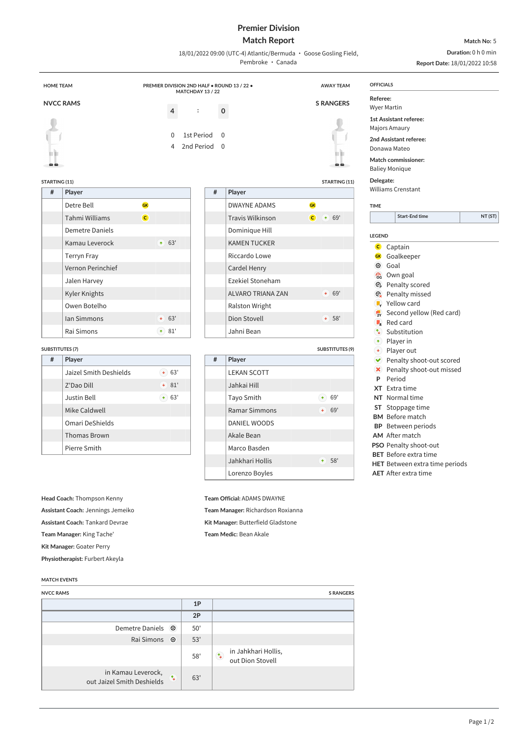# Premier Division
## Match Report

18/01/2022 09:00 (UTC-4) Atlantic/Bermuda • Goose Gosling Field, Pembroke • Canada

**Match No:** 5
**Duration:** 0 h 0 min
**Report Date:** 18/01/2022 10:58

HOME TEAM — PREMIER DIVISION 2ND HALF • ROUND 13 / 22 • MATCHDAY 13 / 22 — AWAY TEAM

**NVCC RAMS** 4 : 0 **S RANGERS**

| | | |
|---|---|---|
| 0 | 1st Period | 0 |
| 4 | 2nd Period | 0 |

### STARTING (11) — NVCC RAMS

| # | Player | | |
|---|---|---|---|
| | Detre Bell | GK | |
| | Tahmi Williams | C | |
| | Demetre Daniels | | |
| | Kamau Leverock | | in 63' |
| | Terryn Fray | | |
| | Vernon Perinchief | | |
| | Jalen Harvey | | |
| | Kyler Knights | | |
| | Owen Botelho | | |
| | Ian Simmons | | out 63' |
| | Rai Simons | | in 81' |

### STARTING (11) — S RANGERS

| # | Player | | |
|---|---|---|---|
| | DWAYNE ADAMS | GK | |
| | Travis Wilkinson | C | in 69' |
| | Dominique Hill | | |
| | KAMEN TUCKER | | |
| | Riccardo Lowe | | |
| | Cardel Henry | | |
| | Ezekiel Stoneham | | |
| | ALVARO TRIANA ZAN | | out 69' |
| | Ralston Wright | | |
| | Dion Stovell | | out 58' |
| | Jahni Bean | | |

### SUBSTITUTES (7) — NVCC RAMS

| # | Player | |
|---|---|---|
| | Jaizel Smith Deshields | out 63' |
| | Z'Dao Dill | out 81' |
| | Justin Bell | in 63' |
| | Mike Caldwell | |
| | Omari DeShields | |
| | Thomas Brown | |
| | Pierre Smith | |

### SUBSTITUTES (9) — S RANGERS

| # | Player | |
|---|---|---|
| | LEKAN SCOTT | |
| | Jahkai Hill | |
| | Tayo Smith | in 69' |
| | Ramar Simmons | out 69' |
| | DANIEL WOODS | |
| | Akale Bean | |
| | Marco Basden | |
| | Jahkhari Hollis | in 58' |
| | Lorenzo Boyles | |

**Head Coach:** Thompson Kenny
**Assistant Coach:** Jennings Jemeiko
**Assistant Coach:** Tankard Devrae
**Team Manager:** King Tache'
**Kit Manager:** Goater Perry
**Physiotherapist:** Furbert Akeyla

**Team Official:** ADAMS DWAYNE
**Team Manager:** Richardson Roxianna
**Kit Manager:** Butterfield Gladstone
**Team Medic:** Bean Akale

### OFFICIALS

**Referee:** Wyer Martin
**1st Assistant referee:** Majors Amaury
**2nd Assistant referee:** Donawa Mateo
**Match commissioner:** Baliey Monique
**Delegate:** Williams Crenstant

### TIME

| | Start-End time | NT (ST) |
|---|---|---|

### LEGEND

- C Captain
- GK Goalkeeper
- Goal
- Own goal
- Penalty scored
- Penalty missed
- Yellow card
- Second yellow (Red card)
- Red card
- Substitution
- Player in
- Player out
- Penalty shoot-out scored
- Penalty shoot-out missed
- **P** Period
- **XT** Extra time
- **NT** Normal time
- **ST** Stoppage time
- **BM** Before match
- **BP** Between periods
- **AM** After match
- **PSO** Penalty shoot-out
- **BET** Before extra time
- **HET** Between extra time periods
- **AET** After extra time

### MATCH EVENTS

| NVCC RAMS | | S RANGERS |
|---|---|---|
| | 1P | |
| | 2P | |
| Demetre Daniels (Goal) | 50' | |
| Rai Simons (Goal) | 53' | |
| | 58' | (Substitution) in Jahkhari Hollis, out Dion Stovell |
| in Kamau Leverock, out Jaizel Smith Deshields (Substitution) | 63' | |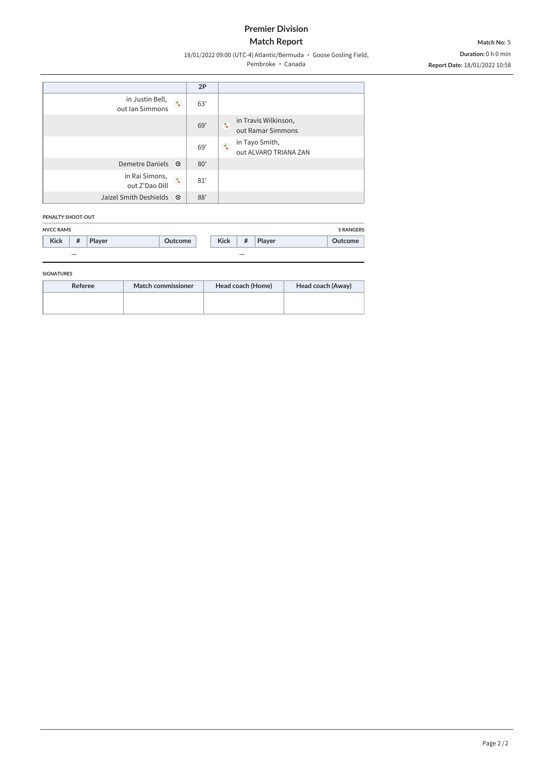## Premier Division

## Match Report

18/01/2022 09:00 (UTC-4) Atlantic/Bermuda • Goose Gosling Field, Pembroke • Canada

**Match No:** 5
**Duration:** 0 h 0 min
**Report Date:** 18/01/2022 10:58

| | 2P | |
|---|---|---|
| in Justin Bell, out Ian Simmons | 63' | |
| | 69' | in Travis Wilkinson, out Ramar Simmons |
| | 69' | in Tayo Smith, out ALVARO TRIANA ZAN |
| Demetre Daniels | 80' | |
| in Rai Simons, out Z'Dao Dill | 81' | |
| Jaizel Smith Deshields | 88' | |

**PENALTY SHOOT-OUT**

**NVCC RAMS**

| Kick | # | Player | Outcome |
|---|---|---|---|
| — | | | |

**S RANGERS**

| Kick | # | Player | Outcome |
|---|---|---|---|
| — | | | |

**SIGNATURES**

| Referee | Match commissioner | Head coach (Home) | Head coach (Away) |
|---|---|---|---|
| | | | |